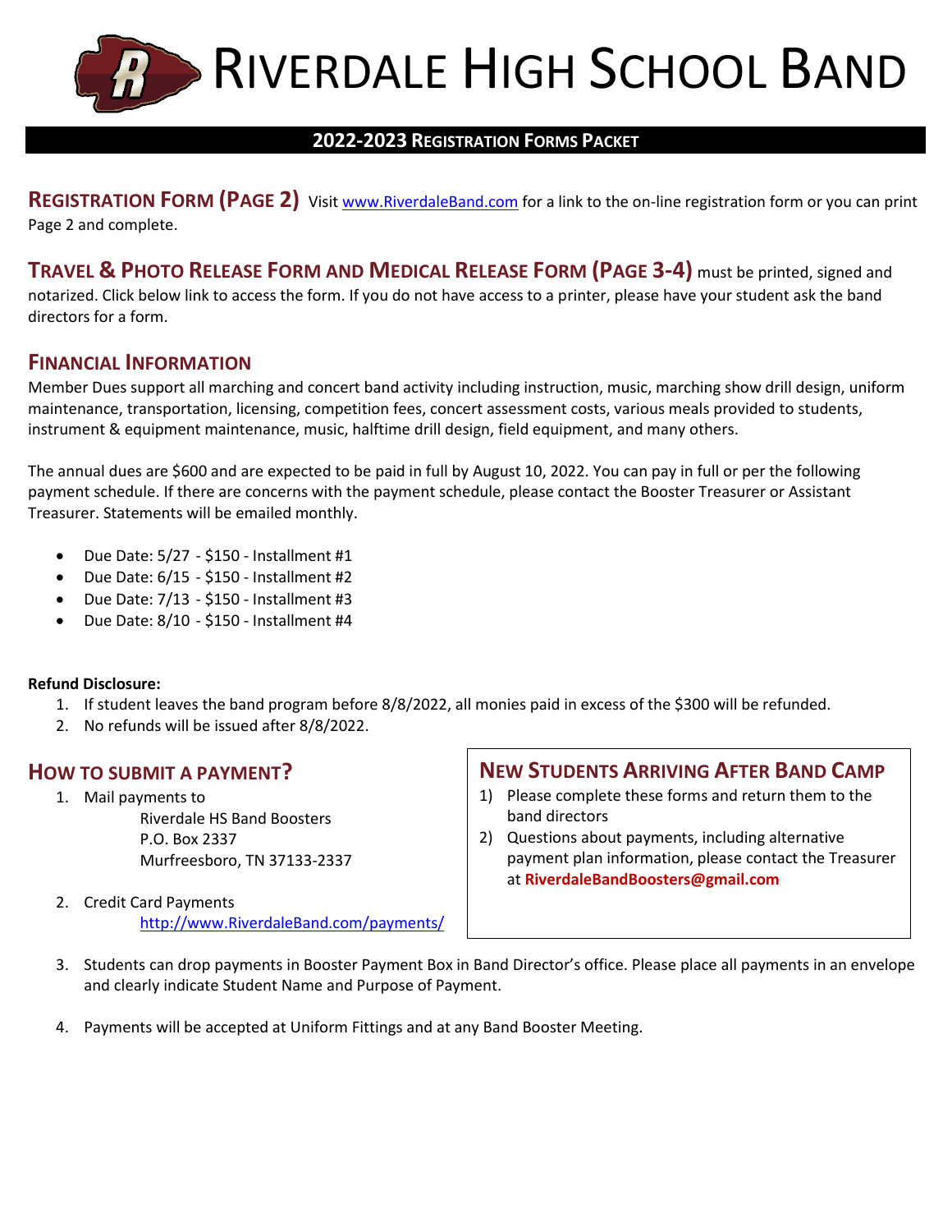# Riverdale High School Band

## 2022-2023 Registration Forms Packet

**Registration Form (Page 2)** Visit www.RiverdaleBand.com for a link to the on-line registration form or you can print Page 2 and complete.

**Travel & Photo Release Form and Medical Release Form (Page 3-4)** must be printed, signed and notarized. Click below link to access the form. If you do not have access to a printer, please have your student ask the band directors for a form.

### Financial Information

Member Dues support all marching and concert band activity including instruction, music, marching show drill design, uniform maintenance, transportation, licensing, competition fees, concert assessment costs, various meals provided to students, instrument & equipment maintenance, music, halftime drill design, field equipment, and many others.

The annual dues are $600 and are expected to be paid in full by August 10, 2022. You can pay in full or per the following payment schedule. If there are concerns with the payment schedule, please contact the Booster Treasurer or Assistant Treasurer. Statements will be emailed monthly.

- Due Date: 5/27 - $150 - Installment #1
- Due Date: 6/15 - $150 - Installment #2
- Due Date: 7/13 - $150 - Installment #3
- Due Date: 8/10 - $150 - Installment #4

**Refund Disclosure:**

1. If student leaves the band program before 8/8/2022, all monies paid in excess of the $300 will be refunded.
2. No refunds will be issued after 8/8/2022.

### How to submit a payment?

1. Mail payments to
   Riverdale HS Band Boosters
   P.O. Box 2337
   Murfreesboro, TN 37133-2337
2. Credit Card Payments
   http://www.RiverdaleBand.com/payments/
3. Students can drop payments in Booster Payment Box in Band Director's office. Please place all payments in an envelope and clearly indicate Student Name and Purpose of Payment.
4. Payments will be accepted at Uniform Fittings and at any Band Booster Meeting.

### New Students Arriving After Band Camp

1) Please complete these forms and return them to the band directors
2) Questions about payments, including alternative payment plan information, please contact the Treasurer at **RiverdaleBandBoosters@gmail.com**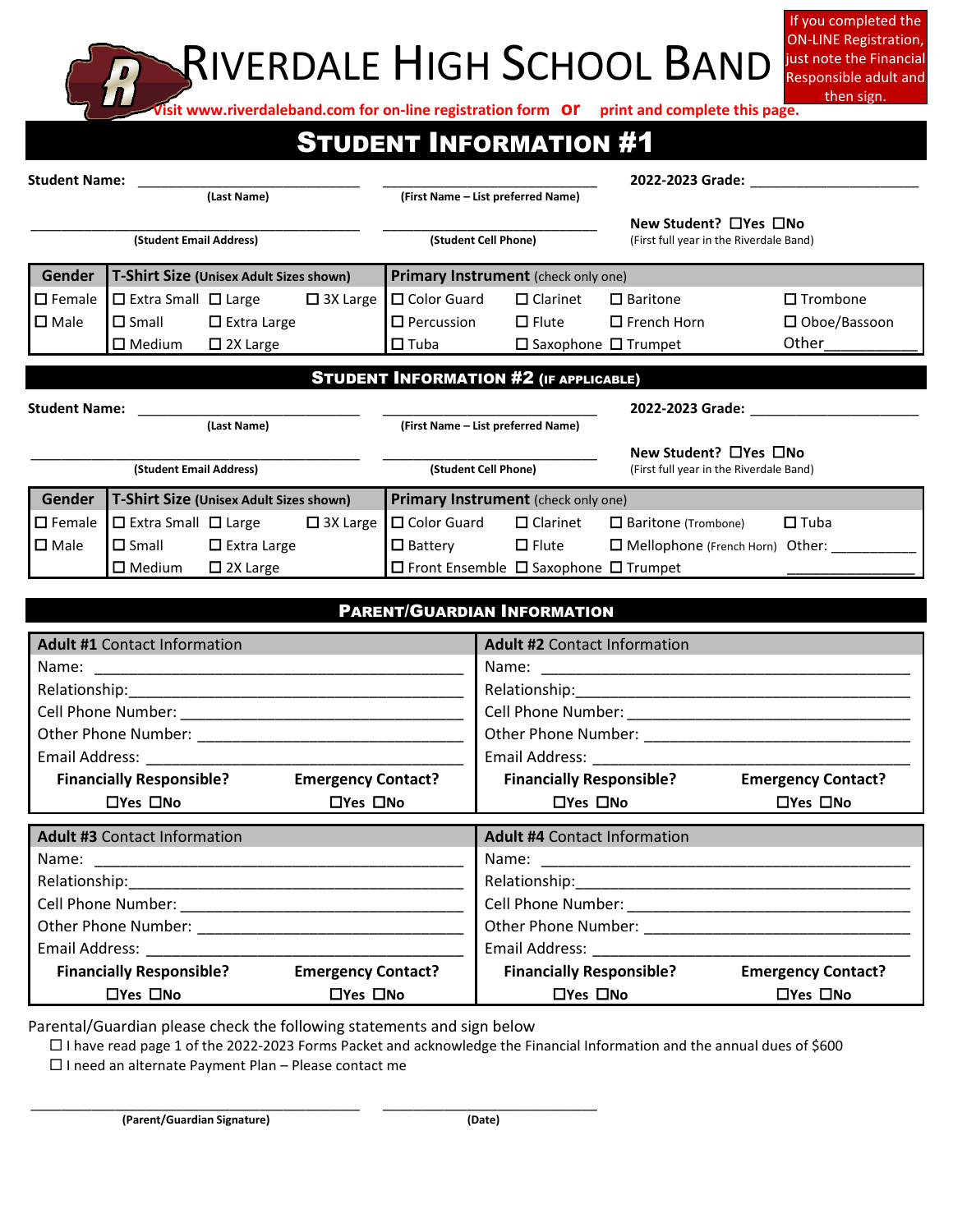If you completed the ON-LINE Registration, just note the Financial Responsible adult and then sign.

# RIVERDALE HIGH SCHOOL BAND

Visit www.riverdaleband.com for on-line registration form **or** print and complete this page.

## STUDENT INFORMATION #1

Student Name: ______________________ (Last Name) ______________________ (First Name – List preferred Name) 2022-2023 Grade: ______________________

______________________ (Student Email Address) ______________________ (Student Cell Phone) New Student? ☐Yes ☐No (First full year in the Riverdale Band)

| Gender | T-Shirt Size (Unisex Adult Sizes shown) | | | Primary Instrument (check only one) | | | |
|---|---|---|---|---|---|---|---|
| ☐ Female | ☐ Extra Small | ☐ Large | ☐ 3X Large | ☐ Color Guard | ☐ Clarinet | ☐ Baritone | ☐ Trombone |
| ☐ Male | ☐ Small | ☐ Extra Large | | ☐ Percussion | ☐ Flute | ☐ French Horn | ☐ Oboe/Bassoon |
| | ☐ Medium | ☐ 2X Large | | ☐ Tuba | ☐ Saxophone | ☐ Trumpet | Other__________ |

## STUDENT INFORMATION #2 (IF APPLICABLE)

Student Name: ______________________ (Last Name) ______________________ (First Name – List preferred Name) 2022-2023 Grade: ______________________

______________________ (Student Email Address) ______________________ (Student Cell Phone) New Student? ☐Yes ☐No (First full year in the Riverdale Band)

| Gender | T-Shirt Size (Unisex Adult Sizes shown) | | | Primary Instrument (check only one) | | | |
|---|---|---|---|---|---|---|---|
| ☐ Female | ☐ Extra Small | ☐ Large | ☐ 3X Large | ☐ Color Guard | ☐ Clarinet | ☐ Baritone (Trombone) | ☐ Tuba |
| ☐ Male | ☐ Small | ☐ Extra Large | | ☐ Battery | ☐ Flute | ☐ Mellophone (French Horn) | Other: __________ |
| | ☐ Medium | ☐ 2X Large | | ☐ Front Ensemble | ☐ Saxophone | ☐ Trumpet | __________ |

## PARENT/GUARDIAN INFORMATION

| Adult #1 Contact Information | | Adult #2 Contact Information | |
|---|---|---|---|
| Name: ______________________ | | Name: ______________________ | |
| Relationship: ______________________ | | Relationship: ______________________ | |
| Cell Phone Number: ______________________ | | Cell Phone Number: ______________________ | |
| Other Phone Number: ______________________ | | Other Phone Number: ______________________ | |
| Email Address: ______________________ | | Email Address: ______________________ | |
| **Financially Responsible?** | **Emergency Contact?** | **Financially Responsible?** | **Emergency Contact?** |
| ☐Yes ☐No | ☐Yes ☐No | ☐Yes ☐No | ☐Yes ☐No |

| Adult #3 Contact Information | | Adult #4 Contact Information | |
|---|---|---|---|
| Name: ______________________ | | Name: ______________________ | |
| Relationship: ______________________ | | Relationship: ______________________ | |
| Cell Phone Number: ______________________ | | Cell Phone Number: ______________________ | |
| Other Phone Number: ______________________ | | Other Phone Number: ______________________ | |
| Email Address: ______________________ | | Email Address: ______________________ | |
| **Financially Responsible?** | **Emergency Contact?** | **Financially Responsible?** | **Emergency Contact?** |
| ☐Yes ☐No | ☐Yes ☐No | ☐Yes ☐No | ☐Yes ☐No |

Parental/Guardian please check the following statements and sign below

☐ I have read page 1 of the 2022-2023 Forms Packet and acknowledge the Financial Information and the annual dues of $600

☐ I need an alternate Payment Plan – Please contact me

______________________ (Parent/Guardian Signature) ______________________ (Date)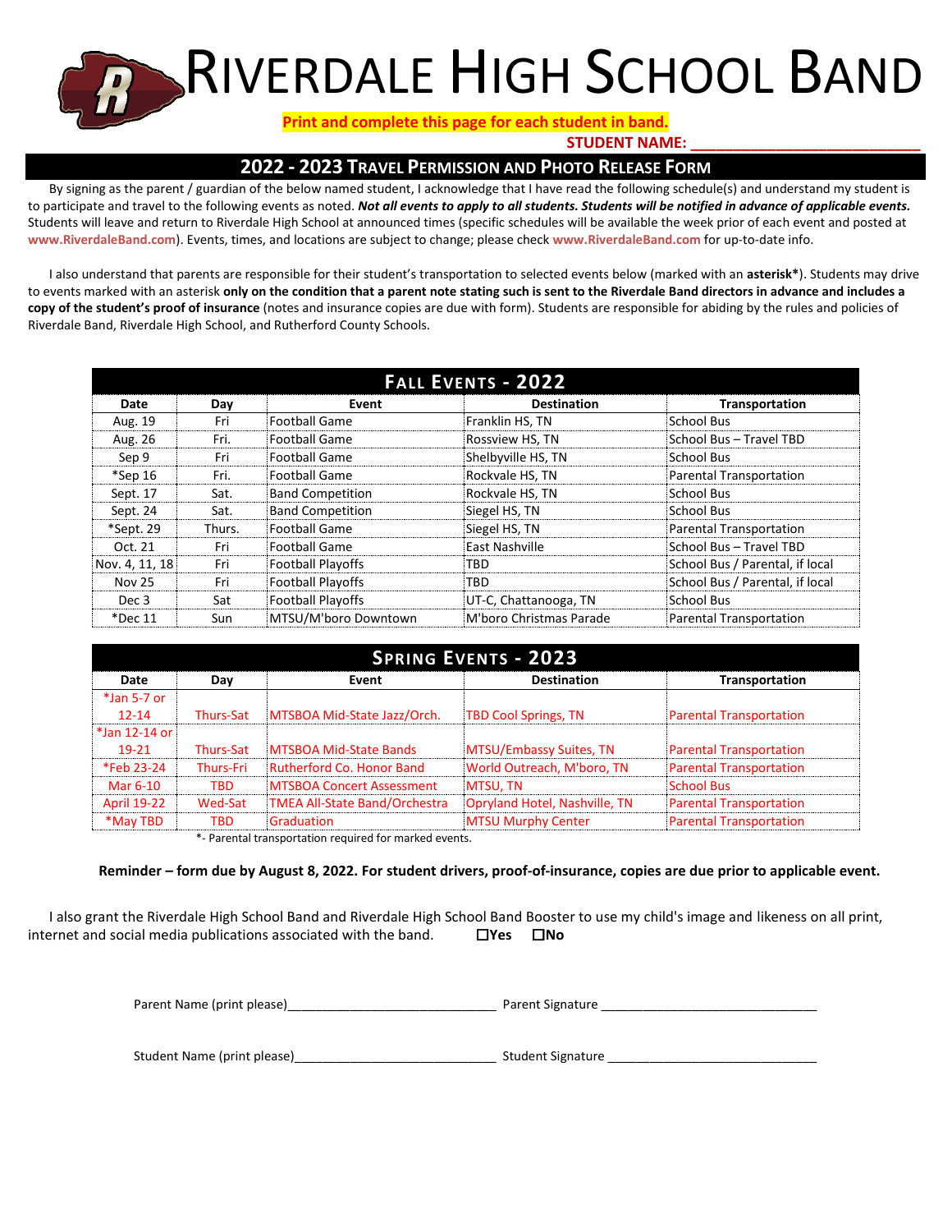# Riverdale High School Band

**Print and complete this page for each student in band.**

**STUDENT NAME: ___________________________**

## 2022 - 2023 Travel Permission and Photo Release Form

By signing as the parent / guardian of the below named student, I acknowledge that I have read the following schedule(s) and understand my student is to participate and travel to the following events as noted. ***Not all events to apply to all students. Students will be notified in advance of applicable events.*** Students will leave and return to Riverdale High School at announced times (specific schedules will be available the week prior of each event and posted at **www.RiverdaleBand.com**). Events, times, and locations are subject to change; please check **www.RiverdaleBand.com** for up-to-date info.

I also understand that parents are responsible for their student's transportation to selected events below (marked with an **asterisk***). Students may drive to events marked with an asterisk **only on the condition that a parent note stating such is sent to the Riverdale Band directors in advance and includes a copy of the student's proof of insurance** (notes and insurance copies are due with form). Students are responsible for abiding by the rules and policies of Riverdale Band, Riverdale High School, and Rutherford County Schools.

| Fall Events - 2022 | | | | |
|---|---|---|---|---|
| **Date** | **Day** | **Event** | **Destination** | **Transportation** |
| Aug. 19 | Fri | Football Game | Franklin HS, TN | School Bus |
| Aug. 26 | Fri. | Football Game | Rossview HS, TN | School Bus – Travel TBD |
| Sep 9 | Fri | Football Game | Shelbyville HS, TN | School Bus |
| *Sep 16 | Fri. | Football Game | Rockvale HS, TN | Parental Transportation |
| Sept. 17 | Sat. | Band Competition | Rockvale HS, TN | School Bus |
| Sept. 24 | Sat. | Band Competition | Siegel HS, TN | School Bus |
| *Sept. 29 | Thurs. | Football Game | Siegel HS, TN | Parental Transportation |
| Oct. 21 | Fri | Football Game | East Nashville | School Bus – Travel TBD |
| Nov. 4, 11, 18 | Fri | Football Playoffs | TBD | School Bus / Parental, if local |
| Nov 25 | Fri | Football Playoffs | TBD | School Bus / Parental, if local |
| Dec 3 | Sat | Football Playoffs | UT-C, Chattanooga, TN | School Bus |
| *Dec 11 | Sun | MTSU/M'boro Downtown | M'boro Christmas Parade | Parental Transportation |

| Spring Events - 2023 | | | | |
|---|---|---|---|---|
| **Date** | **Day** | **Event** | **Destination** | **Transportation** |
| *Jan 5-7 or 12-14 | Thurs-Sat | MTSBOA Mid-State Jazz/Orch. | TBD Cool Springs, TN | Parental Transportation |
| *Jan 12-14 or 19-21 | Thurs-Sat | MTSBOA Mid-State Bands | MTSU/Embassy Suites, TN | Parental Transportation |
| *Feb 23-24 | Thurs-Fri | Rutherford Co. Honor Band | World Outreach, M'boro, TN | Parental Transportation |
| Mar 6-10 | TBD | MTSBOA Concert Assessment | MTSU, TN | School Bus |
| April 19-22 | Wed-Sat | TMEA All-State Band/Orchestra | Opryland Hotel, Nashville, TN | Parental Transportation |
| *May TBD | TBD | Graduation | MTSU Murphy Center | Parental Transportation |

*- Parental transportation required for marked events.

**Reminder – form due by August 8, 2022. For student drivers, proof-of-insurance, copies are due prior to applicable event.**

I also grant the Riverdale High School Band and Riverdale High School Band Booster to use my child's image and likeness on all print, internet and social media publications associated with the band. ☐**Yes** ☐**No**

Parent Name (print please)_____________________________ Parent Signature ______________________________

Student Name (print please)____________________________ Student Signature ______________________________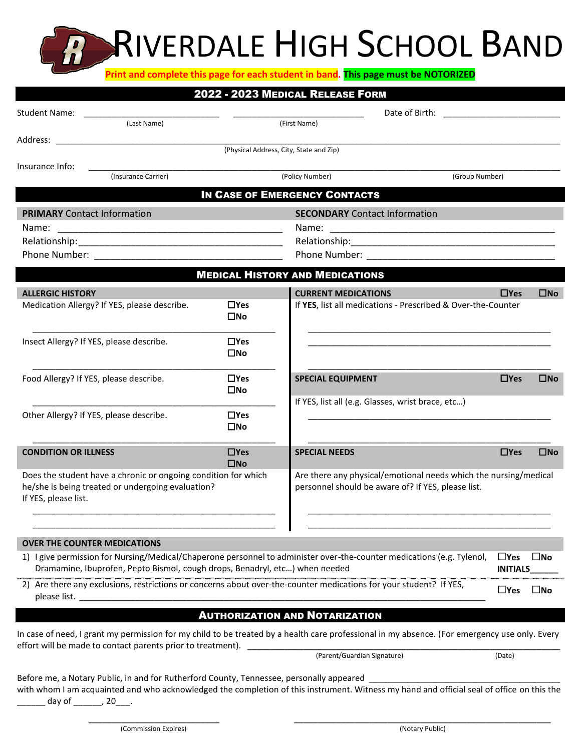# RIVERDALE HIGH SCHOOL BAND

**Print and complete this page for each student in band. This page must be NOTORIZED**

## 2022 - 2023 MEDICAL RELEASE FORM

Student Name: ___________________________ ___________________________ Date of Birth: ________________________
(Last Name) (First Name)

Address: ______________________________________________________________________________________________
(Physical Address, City, State and Zip)

Insurance Info: ________________________________________________________________________________________
(Insurance Carrier) (Policy Number) (Group Number)

## IN CASE OF EMERGENCY CONTACTS

**PRIMARY** Contact Information

Name: ____________________________________________
Relationship: ______________________________________
Phone Number: ____________________________________

**SECONDARY** Contact Information

Name: ____________________________________________
Relationship: ______________________________________
Phone Number: ____________________________________

## MEDICAL HISTORY AND MEDICATIONS

**ALLERGIC HISTORY**

Medication Allergy? If YES, please describe. ☐Yes ☐No
_________________________________________________

Insect Allergy? If YES, please describe. ☐Yes ☐No
_________________________________________________

Food Allergy? If YES, please describe. ☐Yes ☐No
_________________________________________________

Other Allergy? If YES, please describe. ☐Yes ☐No
_________________________________________________

**CONDITION OR ILLNESS** ☐Yes ☐No

Does the student have a chronic or ongoing condition for which he/she is being treated or undergoing evaluation?
If YES, please list.
_________________________________________________
_________________________________________________

**CURRENT MEDICATIONS** ☐Yes ☐No

If **YES**, list all medications - Prescribed & Over-the-Counter
_________________________________________________
_________________________________________________
_________________________________________________

**SPECIAL EQUIPMENT** ☐Yes ☐No

If YES, list all (e.g. Glasses, wrist brace, etc…)
_________________________________________________
_________________________________________________

**SPECIAL NEEDS** ☐Yes ☐No

Are there any physical/emotional needs which the nursing/medical personnel should be aware of? If YES, please list.
_________________________________________________
_________________________________________________

**OVER THE COUNTER MEDICATIONS**

1) I give permission for Nursing/Medical/Chaperone personnel to administer over-the-counter medications (e.g. Tylenol, Dramamine, Ibuprofen, Pepto Bismol, cough drops, Benadryl, etc…) when needed ☐Yes ☐No **INITIALS______**

2) Are there any exclusions, restrictions or concerns about over-the-counter medications for your student? If YES, please list. ______________________________________________ ☐Yes ☐No

## AUTHORIZATION AND NOTARIZATION

In case of need, I grant my permission for my child to be treated by a health care professional in my absence. (For emergency use only. Every effort will be made to contact parents prior to treatment). ______________________________________________
(Parent/Guardian Signature) (Date)

Before me, a Notary Public, in and for Rutherford County, Tennessee, personally appeared ________________________________ with whom I am acquainted and who acknowledged the completion of this instrument. Witness my hand and official seal of office on this the ______ day of ______, 20___.

___________________________ ______________________________________________
(Commission Expires) (Notary Public)